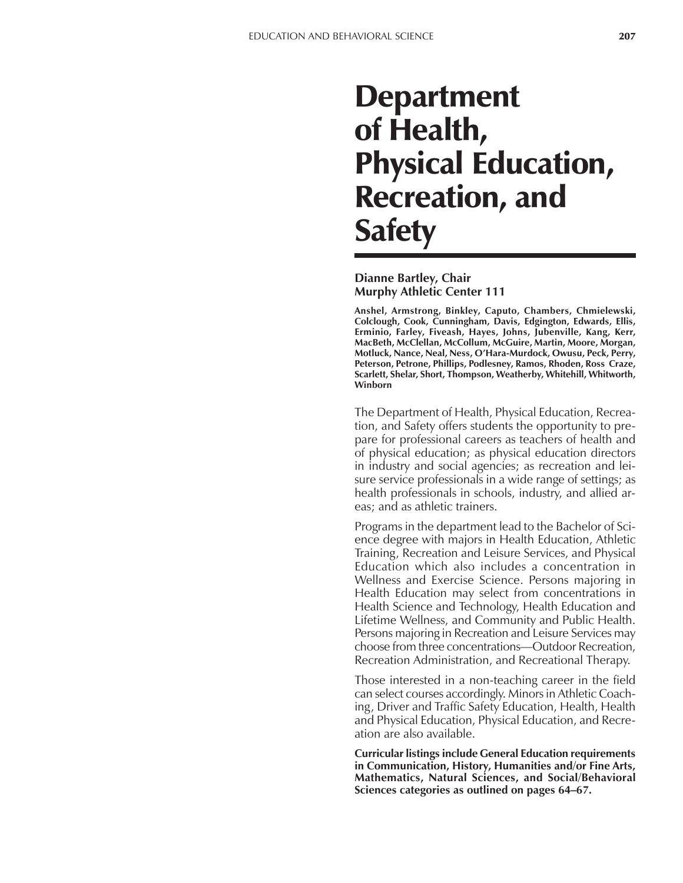# Department of Health, Physical Education, Recreation, and Safety

**Dianne Bartley, Chair**
**Murphy Athletic Center 111**

**Anshel, Armstrong, Binkley, Caputo, Chambers, Chmielewski, Colclough, Cook, Cunningham, Davis, Edgington, Edwards, Ellis, Erminio, Farley, Fiveash, Hayes, Johns, Jubenville, Kang, Kerr, MacBeth, McClellan, McCollum, McGuire, Martin, Moore, Morgan, Motluck, Nance, Neal, Ness, O'Hara-Murdock, Owusu, Peck, Perry, Peterson, Petrone, Phillips, Podlesney, Ramos, Rhoden, Ross Craze, Scarlett, Shelar, Short, Thompson, Weatherby, Whitehill, Whitworth, Winborn**

The Department of Health, Physical Education, Recreation, and Safety offers students the opportunity to prepare for professional careers as teachers of health and of physical education; as physical education directors in industry and social agencies; as recreation and leisure service professionals in a wide range of settings; as health professionals in schools, industry, and allied areas; and as athletic trainers.

Programs in the department lead to the Bachelor of Science degree with majors in Health Education, Athletic Training, Recreation and Leisure Services, and Physical Education which also includes a concentration in Wellness and Exercise Science. Persons majoring in Health Education may select from concentrations in Health Science and Technology, Health Education and Lifetime Wellness, and Community and Public Health. Persons majoring in Recreation and Leisure Services may choose from three concentrations—Outdoor Recreation, Recreation Administration, and Recreational Therapy.

Those interested in a non-teaching career in the field can select courses accordingly. Minors in Athletic Coaching, Driver and Traffic Safety Education, Health, Health and Physical Education, Physical Education, and Recreation are also available.

**Curricular listings include General Education requirements in Communication, History, Humanities and/or Fine Arts, Mathematics, Natural Sciences, and Social/Behavioral Sciences categories as outlined on pages 64–67.**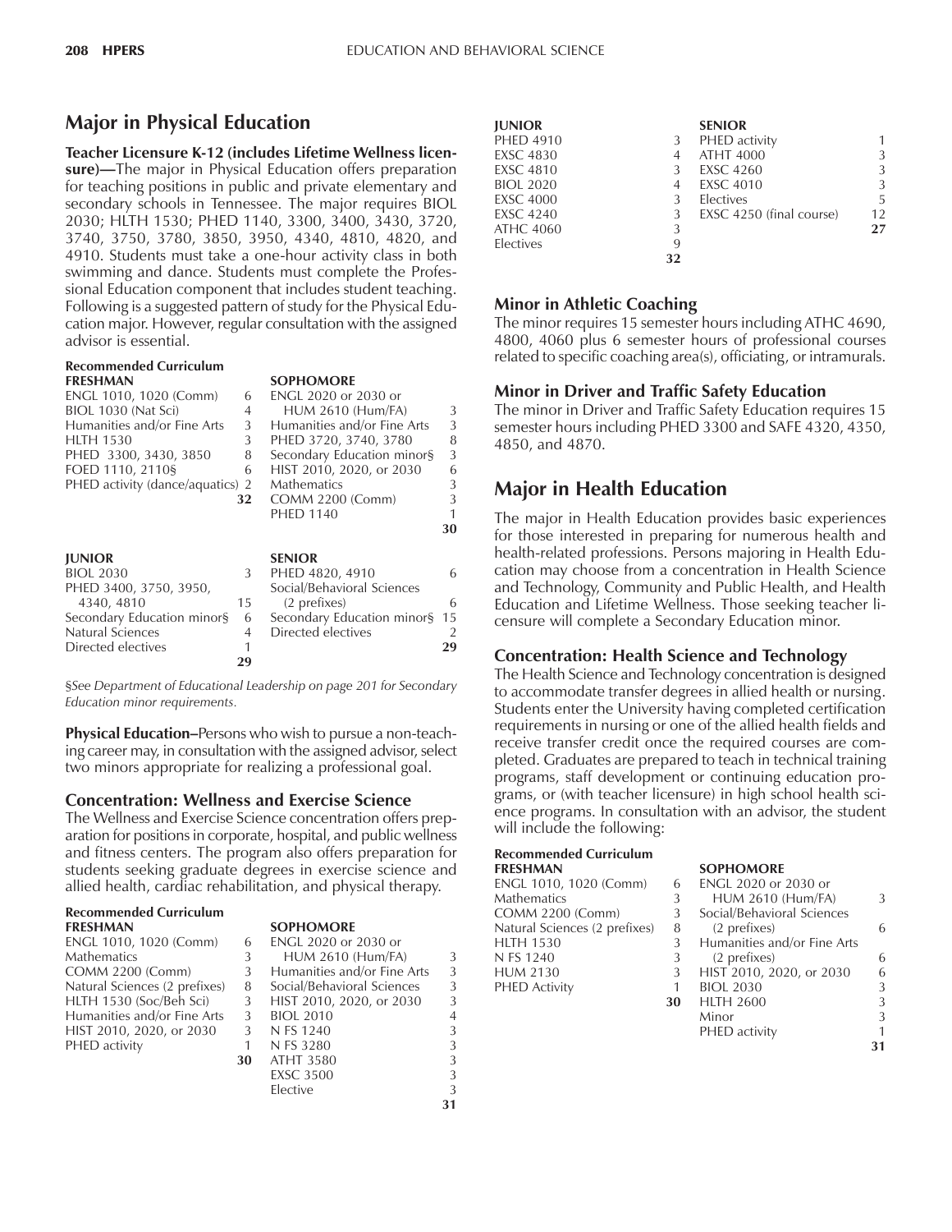## Major in Physical Education

**Teacher Licensure K-12 (includes Lifetime Wellness licensure)—**The major in Physical Education offers preparation for teaching positions in public and private elementary and secondary schools in Tennessee. The major requires BIOL 2030; HLTH 1530; PHED 1140, 3300, 3400, 3430, 3720, 3740, 3750, 3780, 3850, 3950, 4340, 4810, 4820, and 4910. Students must take a one-hour activity class in both swimming and dance. Students must complete the Professional Education component that includes student teaching. Following is a suggested pattern of study for the Physical Education major. However, regular consultation with the assigned advisor is essential.

**Recommended Curriculum**

| FRESHMAN | | SOPHOMORE | |
|---|---|---|---|
| ENGL 1010, 1020 (Comm) | 6 | ENGL 2020 or 2030 or HUM 2610 (Hum/FA) | 3 |
| BIOL 1030 (Nat Sci) | 4 | Humanities and/or Fine Arts | 3 |
| Humanities and/or Fine Arts | 3 | PHED 3720, 3740, 3780 | 8 |
| HLTH 1530 | 3 | Secondary Education minor§ | 3 |
| PHED 3300, 3430, 3850 | 8 | HIST 2010, 2020, or 2030 | 6 |
| FOED 1110, 2110§ | 6 | Mathematics | 3 |
| PHED activity (dance/aquatics) | 2 | COMM 2200 (Comm) | 3 |
| | | PHED 1140 | 1 |
| | **32** | | **30** |

| JUNIOR | | SENIOR | |
|---|---|---|---|
| BIOL 2030 | 3 | PHED 4820, 4910 | 6 |
| PHED 3400, 3750, 3950, 4340, 4810 | 15 | Social/Behavioral Sciences (2 prefixes) | 6 |
| Secondary Education minor§ | 6 | Secondary Education minor§ | 15 |
| Natural Sciences | 4 | Directed electives | 2 |
| Directed electives | 1 | | **29** |
| | **29** | | |

*§See Department of Educational Leadership on page 201 for Secondary Education minor requirements.*

**Physical Education–**Persons who wish to pursue a non-teaching career may, in consultation with the assigned advisor, select two minors appropriate for realizing a professional goal.

### Concentration: Wellness and Exercise Science

The Wellness and Exercise Science concentration offers preparation for positions in corporate, hospital, and public wellness and fitness centers. The program also offers preparation for students seeking graduate degrees in exercise science and allied health, cardiac rehabilitation, and physical therapy.

**Recommended Curriculum**

| FRESHMAN | | SOPHOMORE | |
|---|---|---|---|
| ENGL 1010, 1020 (Comm) | 6 | ENGL 2020 or 2030 or HUM 2610 (Hum/FA) | 3 |
| Mathematics | 3 | Humanities and/or Fine Arts | 3 |
| COMM 2200 (Comm) | 3 | Social/Behavioral Sciences | 3 |
| Natural Sciences (2 prefixes) | 8 | HIST 2010, 2020, or 2030 | 3 |
| HLTH 1530 (Soc/Beh Sci) | 3 | BIOL 2010 | 4 |
| Humanities and/or Fine Arts | 3 | N FS 1240 | 3 |
| HIST 2010, 2020, or 2030 | 3 | N FS 3280 | 3 |
| PHED activity | 1 | ATHT 3580 | 3 |
| | **30** | EXSC 3500 | 3 |
| | | Elective | 3 |
| | | | **31** |

| JUNIOR | | SENIOR | |
|---|---|---|---|
| PHED 4910 | 3 | PHED activity | 1 |
| EXSC 4830 | 4 | ATHT 4000 | 3 |
| EXSC 4810 | 3 | EXSC 4260 | 3 |
| BIOL 2020 | 4 | EXSC 4010 | 3 |
| EXSC 4000 | 3 | Electives | 5 |
| EXSC 4240 | 3 | EXSC 4250 (final course) | 12 |
| ATHC 4060 | 3 | | **27** |
| Electives | 9 | | |
| | **32** | | |

### Minor in Athletic Coaching

The minor requires 15 semester hours including ATHC 4690, 4800, 4060 plus 6 semester hours of professional courses related to specific coaching area(s), officiating, or intramurals.

### Minor in Driver and Traffic Safety Education

The minor in Driver and Traffic Safety Education requires 15 semester hours including PHED 3300 and SAFE 4320, 4350, 4850, and 4870.

## Major in Health Education

The major in Health Education provides basic experiences for those interested in preparing for numerous health and health-related professions. Persons majoring in Health Education may choose from a concentration in Health Science and Technology, Community and Public Health, and Health Education and Lifetime Wellness. Those seeking teacher licensure will complete a Secondary Education minor.

### Concentration: Health Science and Technology

The Health Science and Technology concentration is designed to accommodate transfer degrees in allied health or nursing. Students enter the University having completed certification requirements in nursing or one of the allied health fields and receive transfer credit once the required courses are completed. Graduates are prepared to teach in technical training programs, staff development or continuing education programs, or (with teacher licensure) in high school health science programs. In consultation with an advisor, the student will include the following:

**Recommended Curriculum**

| FRESHMAN | | SOPHOMORE | |
|---|---|---|---|
| ENGL 1010, 1020 (Comm) | 6 | ENGL 2020 or 2030 or HUM 2610 (Hum/FA) | 3 |
| Mathematics | 3 | Social/Behavioral Sciences (2 prefixes) | 6 |
| COMM 2200 (Comm) | 3 | Humanities and/or Fine Arts (2 prefixes) | 6 |
| Natural Sciences (2 prefixes) | 8 | HIST 2010, 2020, or 2030 | 6 |
| HLTH 1530 | 3 | BIOL 2030 | 3 |
| N FS 1240 | 3 | HLTH 2600 | 3 |
| HUM 2130 | 3 | Minor | 3 |
| PHED Activity | 1 | PHED activity | 1 |
| | **30** | | **31** |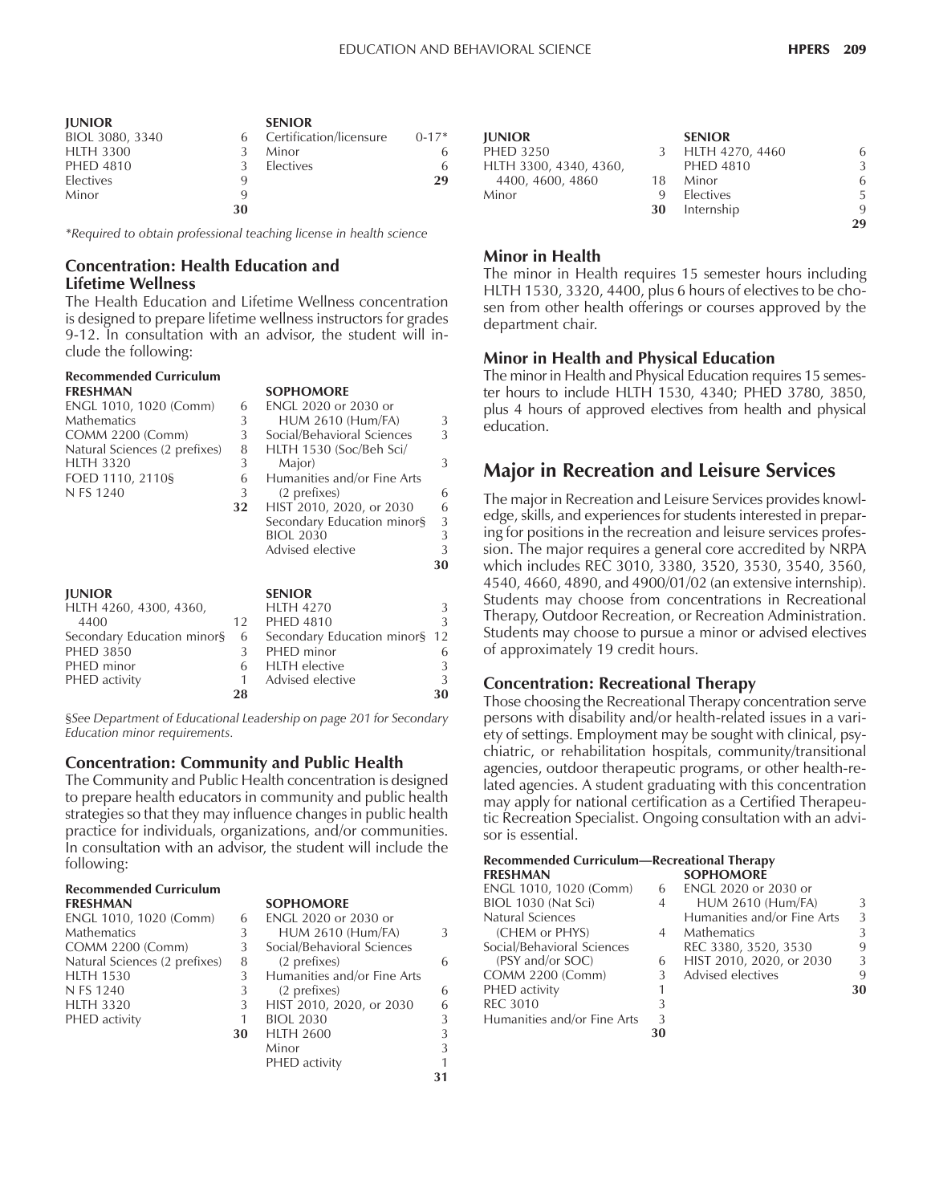| JUNIOR | | SENIOR | |
|---|---|---|---|
| BIOL 3080, 3340 | 6 | Certification/licensure | 0-17* |
| HLTH 3300 | 3 | Minor | 6 |
| PHED 4810 | 3 | Electives | 6 |
| Electives | 9 | | **29** |
| Minor | 9 | | |
| | **30** | | |

*Required to obtain professional teaching license in health science*

### Concentration: Health Education and Lifetime Wellness

The Health Education and Lifetime Wellness concentration is designed to prepare lifetime wellness instructors for grades 9-12. In consultation with an advisor, the student will include the following:

**Recommended Curriculum**

| FRESHMAN | | SOPHOMORE | |
|---|---|---|---|
| ENGL 1010, 1020 (Comm) | 6 | ENGL 2020 or 2030 or HUM 2610 (Hum/FA) | 3 |
| Mathematics | 3 | Social/Behavioral Sciences | 3 |
| COMM 2200 (Comm) | 3 | HLTH 1530 (Soc/Beh Sci/ Major) | 3 |
| Natural Sciences (2 prefixes) | 8 | Humanities and/or Fine Arts (2 prefixes) | 6 |
| HLTH 3320 | 3 | HIST 2010, 2020, or 2030 | 6 |
| FOED 1110, 2110§ | 6 | Secondary Education minor§ | 3 |
| N FS 1240 | 3 | BIOL 2030 | 3 |
| | **32** | Advised elective | 3 |
| | | | **30** |

| JUNIOR | | SENIOR | |
|---|---|---|---|
| HLTH 4260, 4300, 4360, 4400 | 12 | HLTH 4270 | 3 |
| Secondary Education minor§ | 6 | PHED 4810 | 3 |
| PHED 3850 | 3 | Secondary Education minor§ | 12 |
| PHED minor | 6 | PHED minor | 6 |
| PHED activity | 1 | HLTH elective | 3 |
| | **28** | Advised elective | 3 |
| | | | **30** |

*§See Department of Educational Leadership on page 201 for Secondary Education minor requirements.*

### Concentration: Community and Public Health

The Community and Public Health concentration is designed to prepare health educators in community and public health strategies so that they may influence changes in public health practice for individuals, organizations, and/or communities. In consultation with an advisor, the student will include the following:

**Recommended Curriculum**

| FRESHMAN | | SOPHOMORE | |
|---|---|---|---|
| ENGL 1010, 1020 (Comm) | 6 | ENGL 2020 or 2030 or HUM 2610 (Hum/FA) | 3 |
| Mathematics | 3 | Social/Behavioral Sciences (2 prefixes) | 6 |
| COMM 2200 (Comm) | 3 | Humanities and/or Fine Arts (2 prefixes) | 6 |
| Natural Sciences (2 prefixes) | 8 | HIST 2010, 2020, or 2030 | 6 |
| HLTH 1530 | 3 | BIOL 2030 | 3 |
| N FS 1240 | 3 | HLTH 2600 | 3 |
| HLTH 3320 | 3 | Minor | 3 |
| PHED activity | 1 | PHED activity | 1 |
| | **30** | | **31** |

| JUNIOR | | SENIOR | |
|---|---|---|---|
| PHED 3250 | 3 | HLTH 4270, 4460 | 6 |
| HLTH 3300, 4340, 4360, 4400, 4600, 4860 | 18 | PHED 4810 | 3 |
| Minor | 9 | Minor | 6 |
| | **30** | Electives | 5 |
| | | Internship | 9 |
| | | | **29** |

### Minor in Health

The minor in Health requires 15 semester hours including HLTH 1530, 3320, 4400, plus 6 hours of electives to be chosen from other health offerings or courses approved by the department chair.

### Minor in Health and Physical Education

The minor in Health and Physical Education requires 15 semester hours to include HLTH 1530, 4340; PHED 3780, 3850, plus 4 hours of approved electives from health and physical education.

## Major in Recreation and Leisure Services

The major in Recreation and Leisure Services provides knowledge, skills, and experiences for students interested in preparing for positions in the recreation and leisure services profession. The major requires a general core accredited by NRPA which includes REC 3010, 3380, 3520, 3530, 3540, 3560, 4540, 4660, 4890, and 4900/01/02 (an extensive internship). Students may choose from concentrations in Recreational Therapy, Outdoor Recreation, or Recreation Administration. Students may choose to pursue a minor or advised electives of approximately 19 credit hours.

### Concentration: Recreational Therapy

Those choosing the Recreational Therapy concentration serve persons with disability and/or health-related issues in a variety of settings. Employment may be sought with clinical, psychiatric, or rehabilitation hospitals, community/transitional agencies, outdoor therapeutic programs, or other health-related agencies. A student graduating with this concentration may apply for national certification as a Certified Therapeutic Recreation Specialist. Ongoing consultation with an advisor is essential.

**Recommended Curriculum—Recreational Therapy**

| FRESHMAN | | SOPHOMORE | |
|---|---|---|---|
| ENGL 1010, 1020 (Comm) | 6 | ENGL 2020 or 2030 or HUM 2610 (Hum/FA) | 3 |
| BIOL 1030 (Nat Sci) | 4 | Humanities and/or Fine Arts | 3 |
| Natural Sciences (CHEM or PHYS) | 4 | Mathematics | 3 |
| Social/Behavioral Sciences (PSY and/or SOC) | 6 | REC 3380, 3520, 3530 | 9 |
| COMM 2200 (Comm) | 3 | HIST 2010, 2020, or 2030 | 3 |
| PHED activity | 1 | Advised electives | 9 |
| REC 3010 | 3 | | **30** |
| Humanities and/or Fine Arts | 3 | | |
| | **30** | | |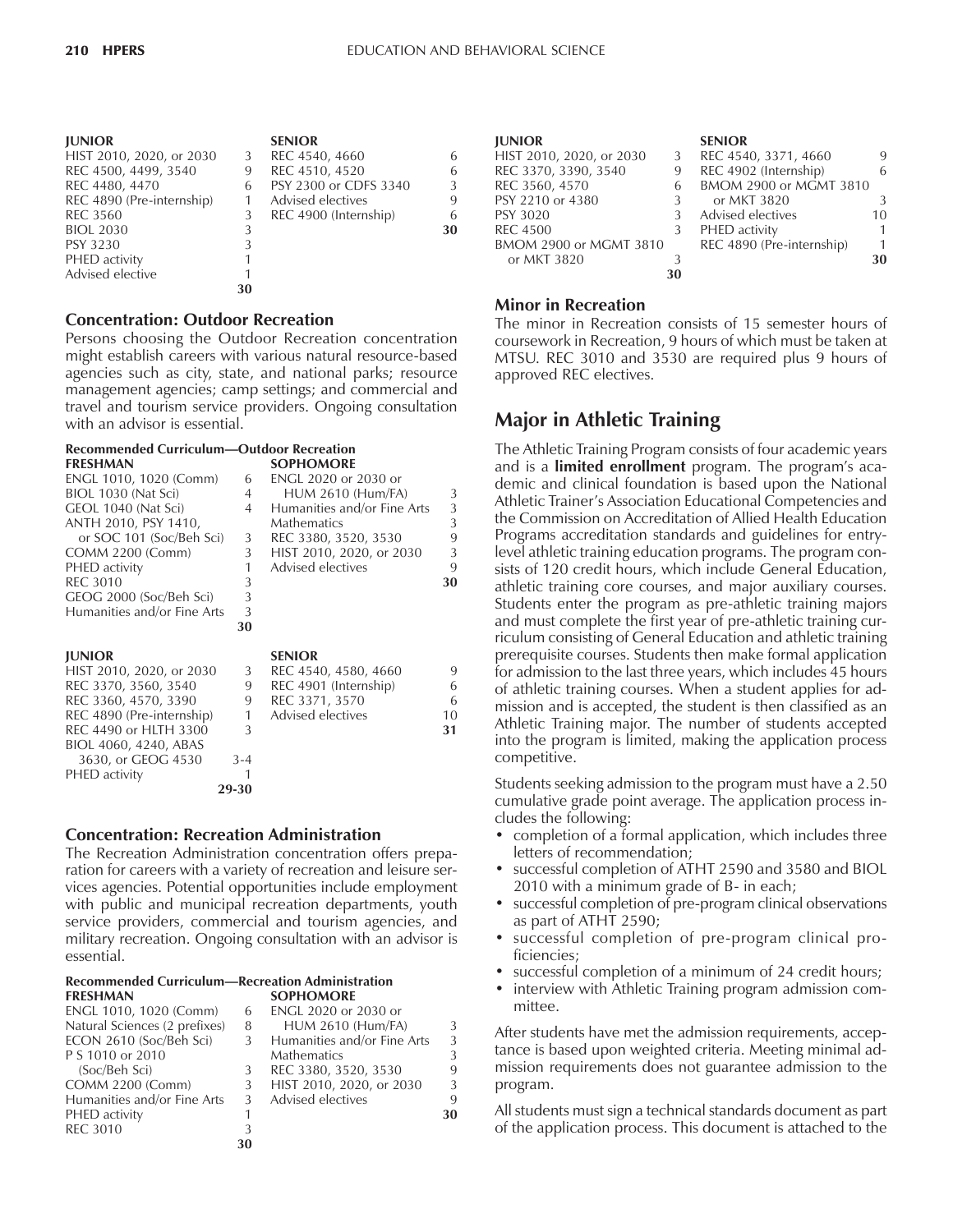| JUNIOR | | SENIOR | |
|---|---|---|---|
| HIST 2010, 2020, or 2030 | 3 | REC 4540, 4660 | 6 |
| REC 4500, 4499, 3540 | 9 | REC 4510, 4520 | 6 |
| REC 4480, 4470 | 6 | PSY 2300 or CDFS 3340 | 3 |
| REC 4890 (Pre-internship) | 1 | Advised electives | 9 |
| REC 3560 | 3 | REC 4900 (Internship) | 6 |
| BIOL 2030 | 3 | | **30** |
| PSY 3230 | 3 | | |
| PHED activity | 1 | | |
| Advised elective | 1 | | |
| | **30** | | |

### Concentration: Outdoor Recreation

Persons choosing the Outdoor Recreation concentration might establish careers with various natural resource-based agencies such as city, state, and national parks; resource management agencies; camp settings; and commercial and travel and tourism service providers. Ongoing consultation with an advisor is essential.

**Recommended Curriculum—Outdoor Recreation**

| FRESHMAN | | SOPHOMORE | |
|---|---|---|---|
| ENGL 1010, 1020 (Comm) | 6 | ENGL 2020 or 2030 or HUM 2610 (Hum/FA) | 3 |
| BIOL 1030 (Nat Sci) | 4 | Humanities and/or Fine Arts | 3 |
| GEOL 1040 (Nat Sci) | 4 | Mathematics | 3 |
| ANTH 2010, PSY 1410, or SOC 101 (Soc/Beh Sci) | 3 | REC 3380, 3520, 3530 | 9 |
| COMM 2200 (Comm) | 3 | HIST 2010, 2020, or 2030 | 3 |
| PHED activity | 1 | Advised electives | 9 |
| REC 3010 | 3 | | **30** |
| GEOG 2000 (Soc/Beh Sci) | 3 | | |
| Humanities and/or Fine Arts | 3 | | |
| | **30** | | |

| JUNIOR | | SENIOR | |
|---|---|---|---|
| HIST 2010, 2020, or 2030 | 3 | REC 4540, 4580, 4660 | 9 |
| REC 3370, 3560, 3540 | 9 | REC 4901 (Internship) | 6 |
| REC 3360, 4570, 3390 | 9 | REC 3371, 3570 | 6 |
| REC 4890 (Pre-internship) | 1 | Advised electives | 10 |
| REC 4490 or HLTH 3300 | 3 | | **31** |
| BIOL 4060, 4240, ABAS 3630, or GEOG 4530 | 3-4 | | |
| PHED activity | 1 | | |
| | **29-30** | | |

### Concentration: Recreation Administration

The Recreation Administration concentration offers preparation for careers with a variety of recreation and leisure services agencies. Potential opportunities include employment with public and municipal recreation departments, youth service providers, commercial and tourism agencies, and military recreation. Ongoing consultation with an advisor is essential.

**Recommended Curriculum—Recreation Administration**

| FRESHMAN | | SOPHOMORE | |
|---|---|---|---|
| ENGL 1010, 1020 (Comm) | 6 | ENGL 2020 or 2030 or HUM 2610 (Hum/FA) | 3 |
| Natural Sciences (2 prefixes) | 8 | Humanities and/or Fine Arts | 3 |
| ECON 2610 (Soc/Beh Sci) | 3 | Mathematics | 3 |
| P S 1010 or 2010 (Soc/Beh Sci) | 3 | REC 3380, 3520, 3530 | 9 |
| COMM 2200 (Comm) | 3 | HIST 2010, 2020, or 2030 | 3 |
| Humanities and/or Fine Arts | 3 | Advised electives | 9 |
| PHED activity | 1 | | **30** |
| REC 3010 | 3 | | |
| | **30** | | |

| JUNIOR | | SENIOR | |
|---|---|---|---|
| HIST 2010, 2020, or 2030 | 3 | REC 4540, 3371, 4660 | 9 |
| REC 3370, 3390, 3540 | 9 | REC 4902 (Internship) | 6 |
| REC 3560, 4570 | 6 | BMOM 2900 or MGMT 3810 or MKT 3820 | 3 |
| PSY 2210 or 4380 | 3 | Advised electives | 10 |
| PSY 3020 | 3 | PHED activity | 1 |
| REC 4500 | 3 | REC 4890 (Pre-internship) | 1 |
| BMOM 2900 or MGMT 3810 or MKT 3820 | 3 | | **30** |
| | **30** | | |

### Minor in Recreation

The minor in Recreation consists of 15 semester hours of coursework in Recreation, 9 hours of which must be taken at MTSU. REC 3010 and 3530 are required plus 9 hours of approved REC electives.

## Major in Athletic Training

The Athletic Training Program consists of four academic years and is a **limited enrollment** program. The program's academic and clinical foundation is based upon the National Athletic Trainer's Association Educational Competencies and the Commission on Accreditation of Allied Health Education Programs accreditation standards and guidelines for entry-level athletic training education programs. The program consists of 120 credit hours, which include General Education, athletic training core courses, and major auxiliary courses. Students enter the program as pre-athletic training majors and must complete the first year of pre-athletic training curriculum consisting of General Education and athletic training prerequisite courses. Students then make formal application for admission to the last three years, which includes 45 hours of athletic training courses. When a student applies for admission and is accepted, the student is then classified as an Athletic Training major. The number of students accepted into the program is limited, making the application process competitive.

Students seeking admission to the program must have a 2.50 cumulative grade point average. The application process includes the following:

- completion of a formal application, which includes three letters of recommendation;
- successful completion of ATHT 2590 and 3580 and BIOL 2010 with a minimum grade of B- in each;
- successful completion of pre-program clinical observations as part of ATHT 2590;
- successful completion of pre-program clinical proficiencies;
- successful completion of a minimum of 24 credit hours;
- interview with Athletic Training program admission committee.

After students have met the admission requirements, acceptance is based upon weighted criteria. Meeting minimal admission requirements does not guarantee admission to the program.

All students must sign a technical standards document as part of the application process. This document is attached to the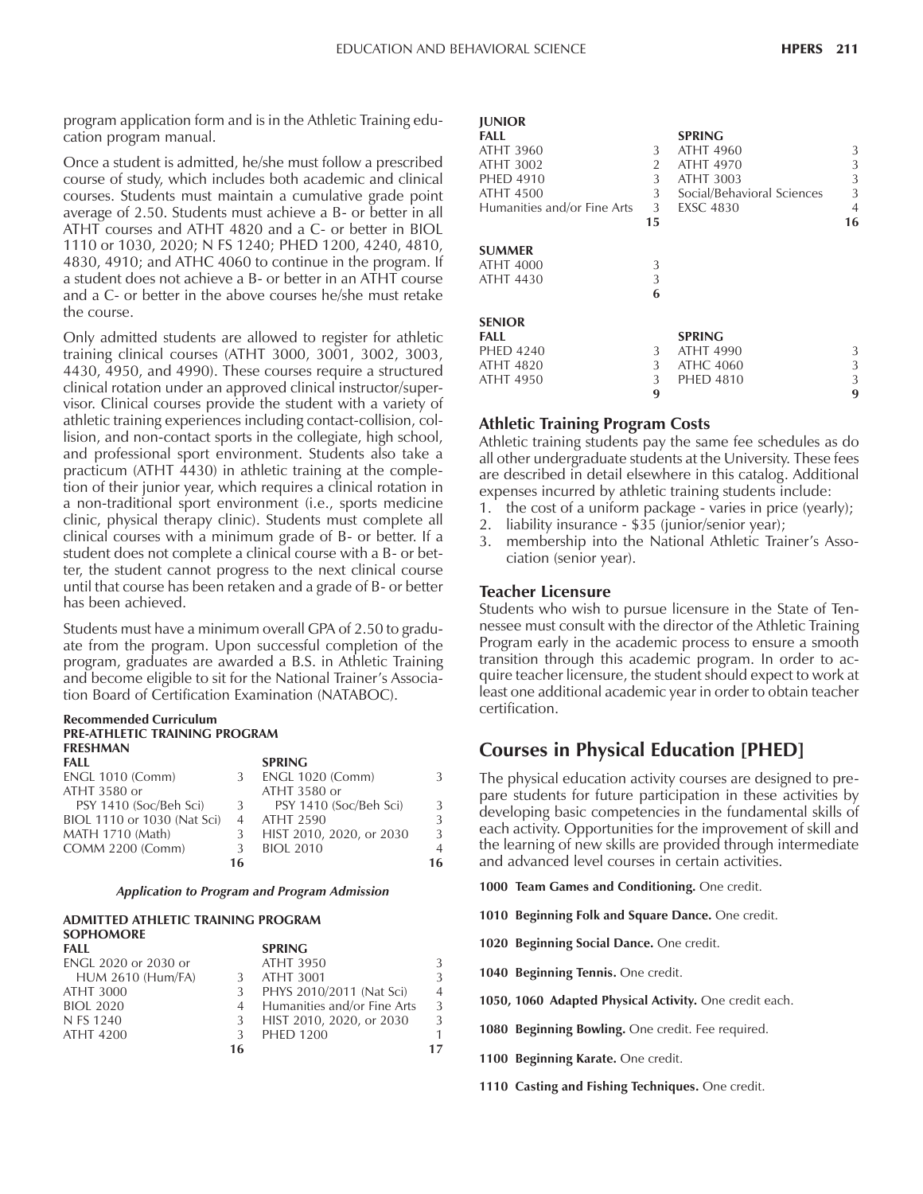program application form and is in the Athletic Training education program manual.

Once a student is admitted, he/she must follow a prescribed course of study, which includes both academic and clinical courses. Students must maintain a cumulative grade point average of 2.50. Students must achieve a B- or better in all ATHT courses and ATHT 4820 and a C- or better in BIOL 1110 or 1030, 2020; N FS 1240; PHED 1200, 4240, 4810, 4830, 4910; and ATHC 4060 to continue in the program. If a student does not achieve a B- or better in an ATHT course and a C- or better in the above courses he/she must retake the course.

Only admitted students are allowed to register for athletic training clinical courses (ATHT 3000, 3001, 3002, 3003, 4430, 4950, and 4990). These courses require a structured clinical rotation under an approved clinical instructor/supervisor. Clinical courses provide the student with a variety of athletic training experiences including contact-collision, collision, and non-contact sports in the collegiate, high school, and professional sport environment. Students also take a practicum (ATHT 4430) in athletic training at the completion of their junior year, which requires a clinical rotation in a non-traditional sport environment (i.e., sports medicine clinic, physical therapy clinic). Students must complete all clinical courses with a minimum grade of B- or better. If a student does not complete a clinical course with a B- or better, the student cannot progress to the next clinical course until that course has been retaken and a grade of B- or better has been achieved.

Students must have a minimum overall GPA of 2.50 to graduate from the program. Upon successful completion of the program, graduates are awarded a B.S. in Athletic Training and become eligible to sit for the National Trainer's Association Board of Certification Examination (NATABOC).

**Recommended Curriculum**
**PRE-ATHLETIC TRAINING PROGRAM**
**FRESHMAN**

| FALL | | SPRING | |
|---|---|---|---|
| ENGL 1010 (Comm) | 3 | ENGL 1020 (Comm) | 3 |
| ATHT 3580 or PSY 1410 (Soc/Beh Sci) | 3 | ATHT 3580 or PSY 1410 (Soc/Beh Sci) | 3 |
| BIOL 1110 or 1030 (Nat Sci) | 4 | ATHT 2590 | 3 |
| MATH 1710 (Math) | 3 | HIST 2010, 2020, or 2030 | 3 |
| COMM 2200 (Comm) | 3 | BIOL 2010 | 4 |
| | **16** | | **16** |

***Application to Program and Program Admission***

**ADMITTED ATHLETIC TRAINING PROGRAM**
**SOPHOMORE**

| FALL | | SPRING | |
|---|---|---|---|
| ENGL 2020 or 2030 or HUM 2610 (Hum/FA) | 3 | ATHT 3950 | 3 |
| ATHT 3000 | 3 | ATHT 3001 | 3 |
| BIOL 2020 | 4 | PHYS 2010/2011 (Nat Sci) | 4 |
| N FS 1240 | 3 | Humanities and/or Fine Arts | 3 |
| ATHT 4200 | 3 | HIST 2010, 2020, or 2030 | 3 |
| | | PHED 1200 | 1 |
| | **16** | | **17** |

**JUNIOR**

| FALL | | SPRING | |
|---|---|---|---|
| ATHT 3960 | 3 | ATHT 4960 | 3 |
| ATHT 3002 | 2 | ATHT 4970 | 3 |
| PHED 4910 | 3 | ATHT 3003 | 3 |
| ATHT 4500 | 3 | Social/Behavioral Sciences | 3 |
| Humanities and/or Fine Arts | 3 | EXSC 4830 | 4 |
| | **15** | | **16** |

| SUMMER | |
|---|---|
| ATHT 4000 | 3 |
| ATHT 4430 | 3 |
| | **6** |

**SENIOR**

| FALL | | SPRING | |
|---|---|---|---|
| PHED 4240 | 3 | ATHT 4990 | 3 |
| ATHT 4820 | 3 | ATHC 4060 | 3 |
| ATHT 4950 | 3 | PHED 4810 | 3 |
| | **9** | | **9** |

### Athletic Training Program Costs

Athletic training students pay the same fee schedules as do all other undergraduate students at the University. These fees are described in detail elsewhere in this catalog. Additional expenses incurred by athletic training students include:

1. the cost of a uniform package - varies in price (yearly);
2. liability insurance - $35 (junior/senior year);
3. membership into the National Athletic Trainer's Association (senior year).

### Teacher Licensure

Students who wish to pursue licensure in the State of Tennessee must consult with the director of the Athletic Training Program early in the academic process to ensure a smooth transition through this academic program. In order to acquire teacher licensure, the student should expect to work at least one additional academic year in order to obtain teacher certification.

## Courses in Physical Education [PHED]

The physical education activity courses are designed to prepare students for future participation in these activities by developing basic competencies in the fundamental skills of each activity. Opportunities for the improvement of skill and the learning of new skills are provided through intermediate and advanced level courses in certain activities.

**1000 Team Games and Conditioning.** One credit.

**1010 Beginning Folk and Square Dance.** One credit.

**1020 Beginning Social Dance.** One credit.

**1040 Beginning Tennis.** One credit.

**1050, 1060 Adapted Physical Activity.** One credit each.

**1080 Beginning Bowling.** One credit. Fee required.

**1100 Beginning Karate.** One credit.

**1110 Casting and Fishing Techniques.** One credit.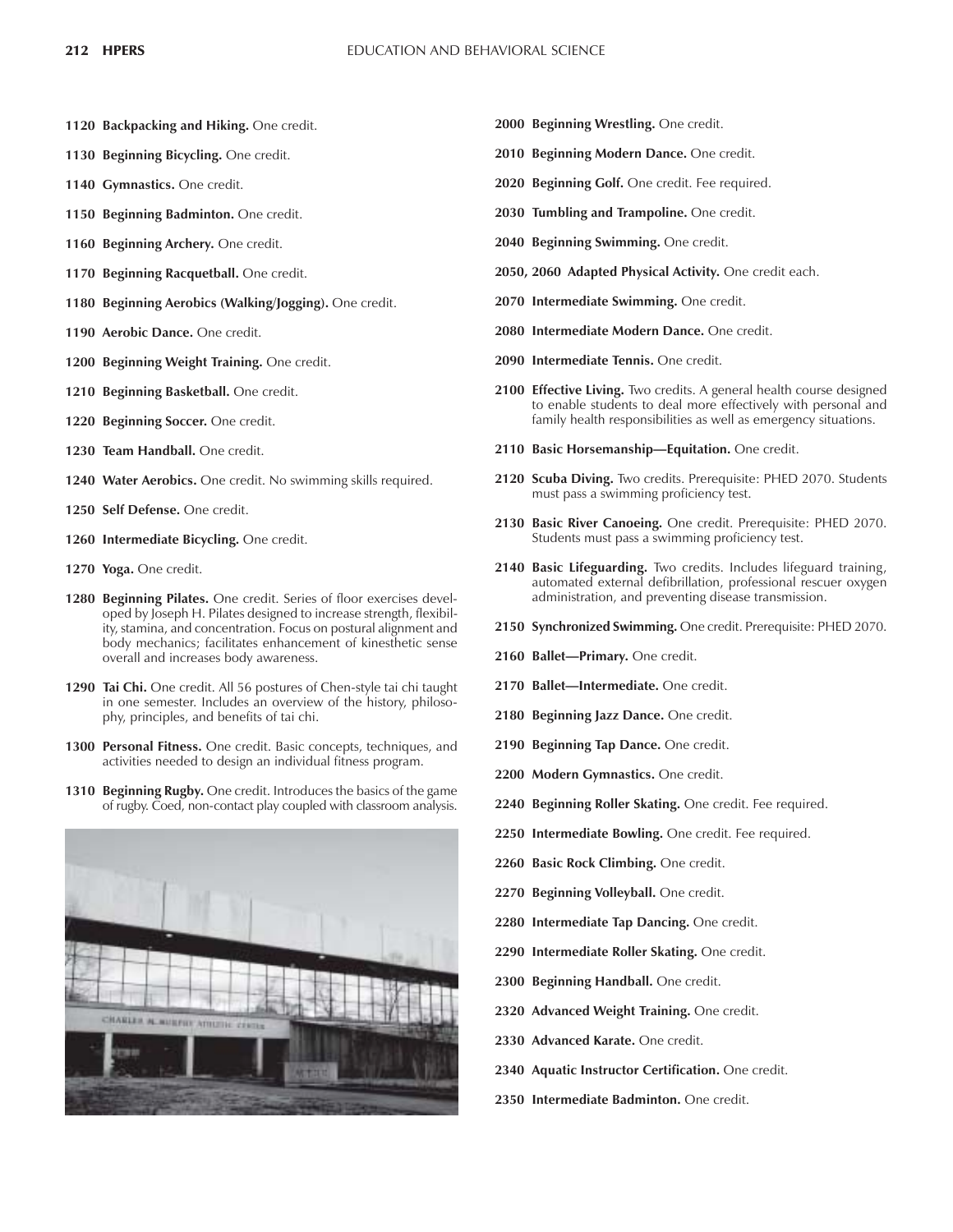**1120 Backpacking and Hiking.** One credit.

**1130 Beginning Bicycling.** One credit.

**1140 Gymnastics.** One credit.

**1150 Beginning Badminton.** One credit.

**1160 Beginning Archery.** One credit.

**1170 Beginning Racquetball.** One credit.

**1180 Beginning Aerobics (Walking/Jogging).** One credit.

**1190 Aerobic Dance.** One credit.

**1200 Beginning Weight Training.** One credit.

**1210 Beginning Basketball.** One credit.

**1220 Beginning Soccer.** One credit.

**1230 Team Handball.** One credit.

**1240 Water Aerobics.** One credit. No swimming skills required.

**1250 Self Defense.** One credit.

**1260 Intermediate Bicycling.** One credit.

**1270 Yoga.** One credit.

**1280 Beginning Pilates.** One credit. Series of floor exercises developed by Joseph H. Pilates designed to increase strength, flexibility, stamina, and concentration. Focus on postural alignment and body mechanics; facilitates enhancement of kinesthetic sense overall and increases body awareness.

**1290 Tai Chi.** One credit. All 56 postures of Chen-style tai chi taught in one semester. Includes an overview of the history, philosophy, principles, and benefits of tai chi.

**1300 Personal Fitness.** One credit. Basic concepts, techniques, and activities needed to design an individual fitness program.

**1310 Beginning Rugby.** One credit. Introduces the basics of the game of rugby. Coed, non-contact play coupled with classroom analysis.

**2000 Beginning Wrestling.** One credit.

**2010 Beginning Modern Dance.** One credit.

**2020 Beginning Golf.** One credit. Fee required.

**2030 Tumbling and Trampoline.** One credit.

**2040 Beginning Swimming.** One credit.

**2050, 2060 Adapted Physical Activity.** One credit each.

**2070 Intermediate Swimming.** One credit.

**2080 Intermediate Modern Dance.** One credit.

**2090 Intermediate Tennis.** One credit.

**2100 Effective Living.** Two credits. A general health course designed to enable students to deal more effectively with personal and family health responsibilities as well as emergency situations.

**2110 Basic Horsemanship—Equitation.** One credit.

**2120 Scuba Diving.** Two credits. Prerequisite: PHED 2070. Students must pass a swimming proficiency test.

**2130 Basic River Canoeing.** One credit. Prerequisite: PHED 2070. Students must pass a swimming proficiency test.

**2140 Basic Lifeguarding.** Two credits. Includes lifeguard training, automated external defibrillation, professional rescuer oxygen administration, and preventing disease transmission.

**2150 Synchronized Swimming.** One credit. Prerequisite: PHED 2070.

**2160 Ballet—Primary.** One credit.

**2170 Ballet—Intermediate.** One credit.

**2180 Beginning Jazz Dance.** One credit.

**2190 Beginning Tap Dance.** One credit.

**2200 Modern Gymnastics.** One credit.

**2240 Beginning Roller Skating.** One credit. Fee required.

**2250 Intermediate Bowling.** One credit. Fee required.

**2260 Basic Rock Climbing.** One credit.

**2270 Beginning Volleyball.** One credit.

**2280 Intermediate Tap Dancing.** One credit.

**2290 Intermediate Roller Skating.** One credit.

**2300 Beginning Handball.** One credit.

**2320 Advanced Weight Training.** One credit.

**2330 Advanced Karate.** One credit.

**2340 Aquatic Instructor Certification.** One credit.

**2350 Intermediate Badminton.** One credit.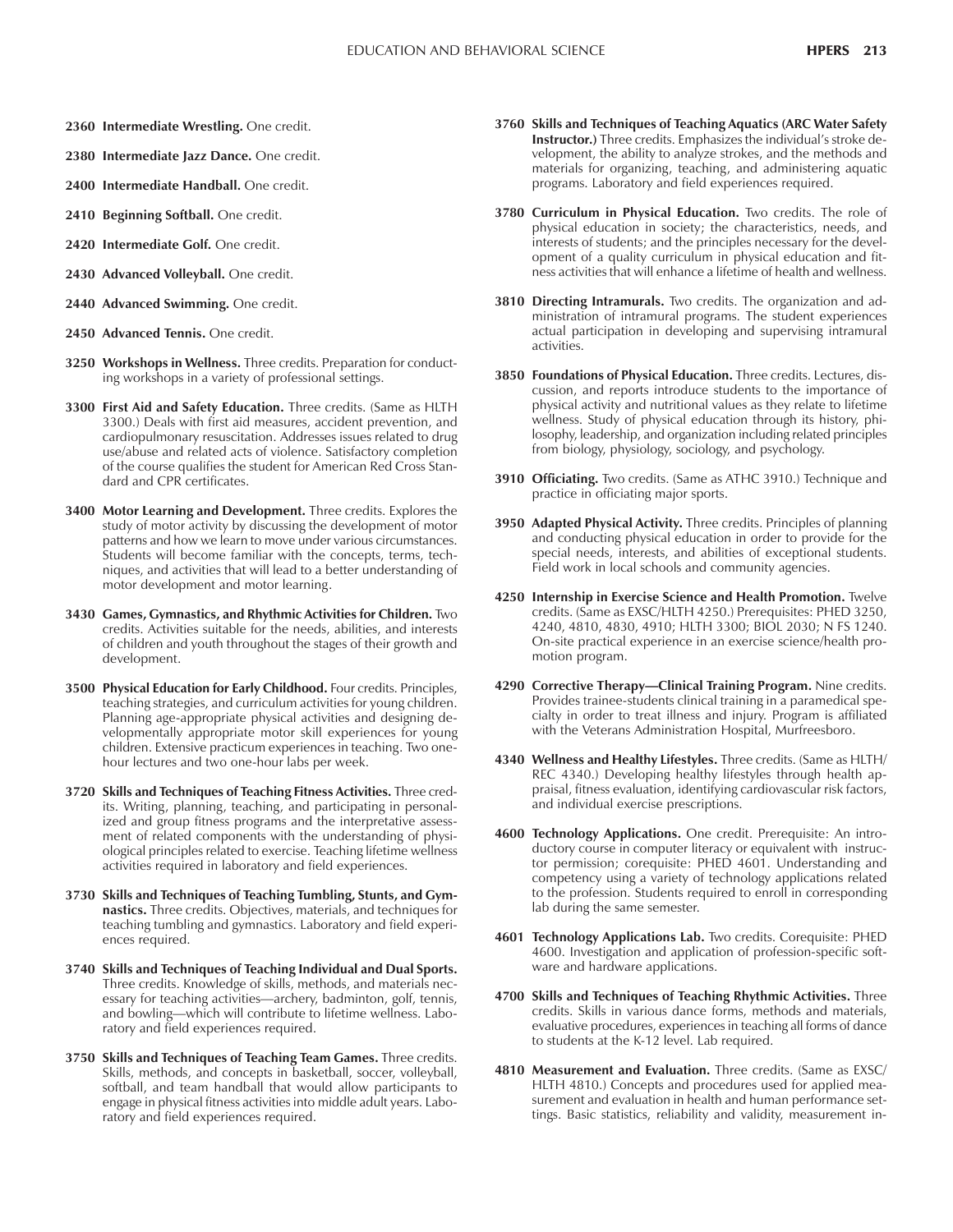**2360 Intermediate Wrestling.** One credit.

**2380 Intermediate Jazz Dance.** One credit.

**2400 Intermediate Handball.** One credit.

**2410 Beginning Softball.** One credit.

**2420 Intermediate Golf.** One credit.

**2430 Advanced Volleyball.** One credit.

**2440 Advanced Swimming.** One credit.

**2450 Advanced Tennis.** One credit.

**3250 Workshops in Wellness.** Three credits. Preparation for conducting workshops in a variety of professional settings.

**3300 First Aid and Safety Education.** Three credits. (Same as HLTH 3300.) Deals with first aid measures, accident prevention, and cardiopulmonary resuscitation. Addresses issues related to drug use/abuse and related acts of violence. Satisfactory completion of the course qualifies the student for American Red Cross Standard and CPR certificates.

**3400 Motor Learning and Development.** Three credits. Explores the study of motor activity by discussing the development of motor patterns and how we learn to move under various circumstances. Students will become familiar with the concepts, terms, techniques, and activities that will lead to a better understanding of motor development and motor learning.

**3430 Games, Gymnastics, and Rhythmic Activities for Children.** Two credits. Activities suitable for the needs, abilities, and interests of children and youth throughout the stages of their growth and development.

**3500 Physical Education for Early Childhood.** Four credits. Principles, teaching strategies, and curriculum activities for young children. Planning age-appropriate physical activities and designing developmentally appropriate motor skill experiences for young children. Extensive practicum experiences in teaching. Two one-hour lectures and two one-hour labs per week.

**3720 Skills and Techniques of Teaching Fitness Activities.** Three credits. Writing, planning, teaching, and participating in personalized and group fitness programs and the interpretative assessment of related components with the understanding of physiological principles related to exercise. Teaching lifetime wellness activities required in laboratory and field experiences.

**3730 Skills and Techniques of Teaching Tumbling, Stunts, and Gymnastics.** Three credits. Objectives, materials, and techniques for teaching tumbling and gymnastics. Laboratory and field experiences required.

**3740 Skills and Techniques of Teaching Individual and Dual Sports.** Three credits. Knowledge of skills, methods, and materials necessary for teaching activities—archery, badminton, golf, tennis, and bowling—which will contribute to lifetime wellness. Laboratory and field experiences required.

**3750 Skills and Techniques of Teaching Team Games.** Three credits. Skills, methods, and concepts in basketball, soccer, volleyball, softball, and team handball that would allow participants to engage in physical fitness activities into middle adult years. Laboratory and field experiences required.

**3760 Skills and Techniques of Teaching Aquatics (ARC Water Safety Instructor.)** Three credits. Emphasizes the individual's stroke development, the ability to analyze strokes, and the methods and materials for organizing, teaching, and administering aquatic programs. Laboratory and field experiences required.

**3780 Curriculum in Physical Education.** Two credits. The role of physical education in society; the characteristics, needs, and interests of students; and the principles necessary for the development of a quality curriculum in physical education and fitness activities that will enhance a lifetime of health and wellness.

**3810 Directing Intramurals.** Two credits. The organization and administration of intramural programs. The student experiences actual participation in developing and supervising intramural activities.

**3850 Foundations of Physical Education.** Three credits. Lectures, discussion, and reports introduce students to the importance of physical activity and nutritional values as they relate to lifetime wellness. Study of physical education through its history, philosophy, leadership, and organization including related principles from biology, physiology, sociology, and psychology.

**3910 Officiating.** Two credits. (Same as ATHC 3910.) Technique and practice in officiating major sports.

**3950 Adapted Physical Activity.** Three credits. Principles of planning and conducting physical education in order to provide for the special needs, interests, and abilities of exceptional students. Field work in local schools and community agencies.

**4250 Internship in Exercise Science and Health Promotion.** Twelve credits. (Same as EXSC/HLTH 4250.) Prerequisites: PHED 3250, 4240, 4810, 4830, 4910; HLTH 3300; BIOL 2030; N FS 1240. On-site practical experience in an exercise science/health promotion program.

**4290 Corrective Therapy—Clinical Training Program.** Nine credits. Provides trainee-students clinical training in a paramedical specialty in order to treat illness and injury. Program is affiliated with the Veterans Administration Hospital, Murfreesboro.

**4340 Wellness and Healthy Lifestyles.** Three credits. (Same as HLTH/REC 4340.) Developing healthy lifestyles through health appraisal, fitness evaluation, identifying cardiovascular risk factors, and individual exercise prescriptions.

**4600 Technology Applications.** One credit. Prerequisite: An introductory course in computer literacy or equivalent with instructor permission; corequisite: PHED 4601. Understanding and competency using a variety of technology applications related to the profession. Students required to enroll in corresponding lab during the same semester.

**4601 Technology Applications Lab.** Two credits. Corequisite: PHED 4600. Investigation and application of profession-specific software and hardware applications.

**4700 Skills and Techniques of Teaching Rhythmic Activities.** Three credits. Skills in various dance forms, methods and materials, evaluative procedures, experiences in teaching all forms of dance to students at the K-12 level. Lab required.

**4810 Measurement and Evaluation.** Three credits. (Same as EXSC/HLTH 4810.) Concepts and procedures used for applied measurement and evaluation in health and human performance settings. Basic statistics, reliability and validity, measurement in-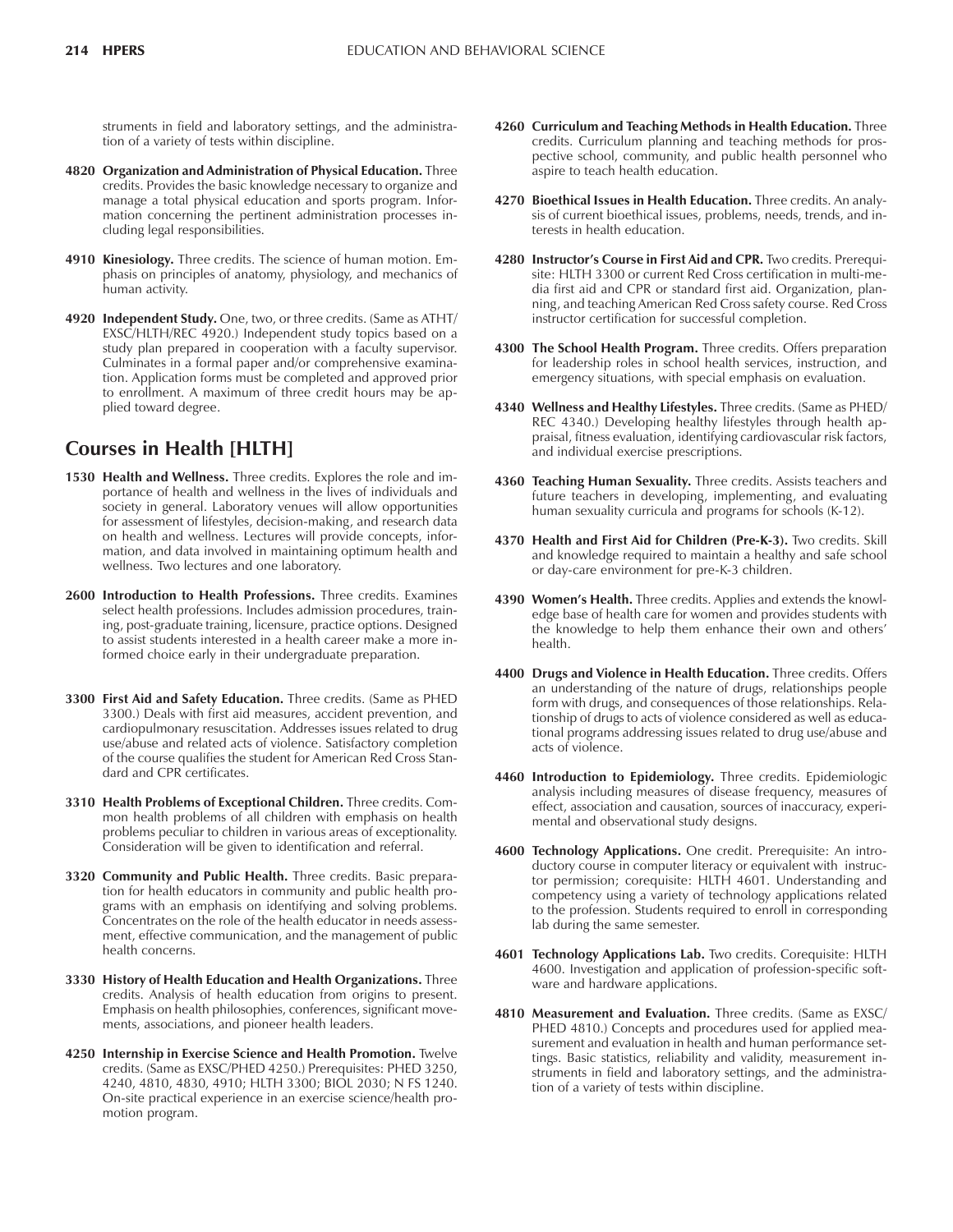struments in field and laboratory settings, and the administration of a variety of tests within discipline.

**4820 Organization and Administration of Physical Education.** Three credits. Provides the basic knowledge necessary to organize and manage a total physical education and sports program. Information concerning the pertinent administration processes including legal responsibilities.

**4910 Kinesiology.** Three credits. The science of human motion. Emphasis on principles of anatomy, physiology, and mechanics of human activity.

**4920 Independent Study.** One, two, or three credits. (Same as ATHT/EXSC/HLTH/REC 4920.) Independent study topics based on a study plan prepared in cooperation with a faculty supervisor. Culminates in a formal paper and/or comprehensive examination. Application forms must be completed and approved prior to enrollment. A maximum of three credit hours may be applied toward degree.

## Courses in Health [HLTH]

**1530 Health and Wellness.** Three credits. Explores the role and importance of health and wellness in the lives of individuals and society in general. Laboratory venues will allow opportunities for assessment of lifestyles, decision-making, and research data on health and wellness. Lectures will provide concepts, information, and data involved in maintaining optimum health and wellness. Two lectures and one laboratory.

**2600 Introduction to Health Professions.** Three credits. Examines select health professions. Includes admission procedures, training, post-graduate training, licensure, practice options. Designed to assist students interested in a health career make a more informed choice early in their undergraduate preparation.

**3300 First Aid and Safety Education.** Three credits. (Same as PHED 3300.) Deals with first aid measures, accident prevention, and cardiopulmonary resuscitation. Addresses issues related to drug use/abuse and related acts of violence. Satisfactory completion of the course qualifies the student for American Red Cross Standard and CPR certificates.

**3310 Health Problems of Exceptional Children.** Three credits. Common health problems of all children with emphasis on health problems peculiar to children in various areas of exceptionality. Consideration will be given to identification and referral.

**3320 Community and Public Health.** Three credits. Basic preparation for health educators in community and public health programs with an emphasis on identifying and solving problems. Concentrates on the role of the health educator in needs assessment, effective communication, and the management of public health concerns.

**3330 History of Health Education and Health Organizations.** Three credits. Analysis of health education from origins to present. Emphasis on health philosophies, conferences, significant movements, associations, and pioneer health leaders.

**4250 Internship in Exercise Science and Health Promotion.** Twelve credits. (Same as EXSC/PHED 4250.) Prerequisites: PHED 3250, 4240, 4810, 4830, 4910; HLTH 3300; BIOL 2030; N FS 1240. On-site practical experience in an exercise science/health promotion program.

**4260 Curriculum and Teaching Methods in Health Education.** Three credits. Curriculum planning and teaching methods for prospective school, community, and public health personnel who aspire to teach health education.

**4270 Bioethical Issues in Health Education.** Three credits. An analysis of current bioethical issues, problems, needs, trends, and interests in health education.

**4280 Instructor's Course in First Aid and CPR.** Two credits. Prerequisite: HLTH 3300 or current Red Cross certification in multi-media first aid and CPR or standard first aid. Organization, planning, and teaching American Red Cross safety course. Red Cross instructor certification for successful completion.

**4300 The School Health Program.** Three credits. Offers preparation for leadership roles in school health services, instruction, and emergency situations, with special emphasis on evaluation.

**4340 Wellness and Healthy Lifestyles.** Three credits. (Same as PHED/REC 4340.) Developing healthy lifestyles through health appraisal, fitness evaluation, identifying cardiovascular risk factors, and individual exercise prescriptions.

**4360 Teaching Human Sexuality.** Three credits. Assists teachers and future teachers in developing, implementing, and evaluating human sexuality curricula and programs for schools (K-12).

**4370 Health and First Aid for Children (Pre-K-3).** Two credits. Skill and knowledge required to maintain a healthy and safe school or day-care environment for pre-K-3 children.

**4390 Women's Health.** Three credits. Applies and extends the knowledge base of health care for women and provides students with the knowledge to help them enhance their own and others' health.

**4400 Drugs and Violence in Health Education.** Three credits. Offers an understanding of the nature of drugs, relationships people form with drugs, and consequences of those relationships. Relationship of drugs to acts of violence considered as well as educational programs addressing issues related to drug use/abuse and acts of violence.

**4460 Introduction to Epidemiology.** Three credits. Epidemiologic analysis including measures of disease frequency, measures of effect, association and causation, sources of inaccuracy, experimental and observational study designs.

**4600 Technology Applications.** One credit. Prerequisite: An introductory course in computer literacy or equivalent with instructor permission; corequisite: HLTH 4601. Understanding and competency using a variety of technology applications related to the profession. Students required to enroll in corresponding lab during the same semester.

**4601 Technology Applications Lab.** Two credits. Corequisite: HLTH 4600. Investigation and application of profession-specific software and hardware applications.

**4810 Measurement and Evaluation.** Three credits. (Same as EXSC/PHED 4810.) Concepts and procedures used for applied measurement and evaluation in health and human performance settings. Basic statistics, reliability and validity, measurement instruments in field and laboratory settings, and the administration of a variety of tests within discipline.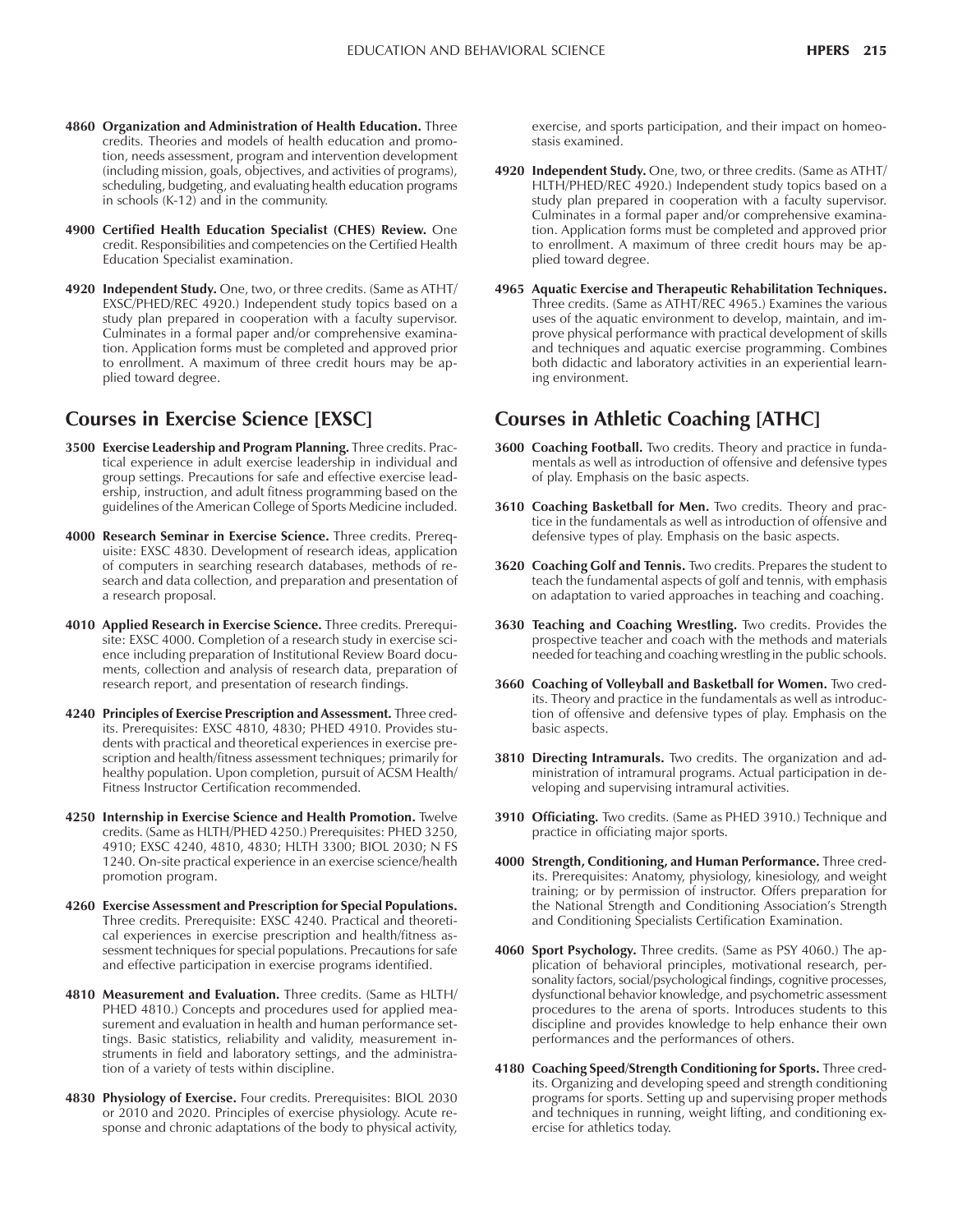**4860 Organization and Administration of Health Education.** Three credits. Theories and models of health education and promotion, needs assessment, program and intervention development (including mission, goals, objectives, and activities of programs), scheduling, budgeting, and evaluating health education programs in schools (K-12) and in the community.

**4900 Certified Health Education Specialist (CHES) Review.** One credit. Responsibilities and competencies on the Certified Health Education Specialist examination.

**4920 Independent Study.** One, two, or three credits. (Same as ATHT/EXSC/PHED/REC 4920.) Independent study topics based on a study plan prepared in cooperation with a faculty supervisor. Culminates in a formal paper and/or comprehensive examination. Application forms must be completed and approved prior to enrollment. A maximum of three credit hours may be applied toward degree.

## Courses in Exercise Science [EXSC]

**3500 Exercise Leadership and Program Planning.** Three credits. Practical experience in adult exercise leadership in individual and group settings. Precautions for safe and effective exercise leadership, instruction, and adult fitness programming based on the guidelines of the American College of Sports Medicine included.

**4000 Research Seminar in Exercise Science.** Three credits. Prerequisite: EXSC 4830. Development of research ideas, application of computers in searching research databases, methods of research and data collection, and preparation and presentation of a research proposal.

**4010 Applied Research in Exercise Science.** Three credits. Prerequisite: EXSC 4000. Completion of a research study in exercise science including preparation of Institutional Review Board documents, collection and analysis of research data, preparation of research report, and presentation of research findings.

**4240 Principles of Exercise Prescription and Assessment.** Three credits. Prerequisites: EXSC 4810, 4830; PHED 4910. Provides students with practical and theoretical experiences in exercise prescription and health/fitness assessment techniques; primarily for healthy population. Upon completion, pursuit of ACSM Health/Fitness Instructor Certification recommended.

**4250 Internship in Exercise Science and Health Promotion.** Twelve credits. (Same as HLTH/PHED 4250.) Prerequisites: PHED 3250, 4910; EXSC 4240, 4810, 4830; HLTH 3300; BIOL 2030; N FS 1240. On-site practical experience in an exercise science/health promotion program.

**4260 Exercise Assessment and Prescription for Special Populations.** Three credits. Prerequisite: EXSC 4240. Practical and theoretical experiences in exercise prescription and health/fitness assessment techniques for special populations. Precautions for safe and effective participation in exercise programs identified.

**4810 Measurement and Evaluation.** Three credits. (Same as HLTH/PHED 4810.) Concepts and procedures used for applied measurement and evaluation in health and human performance settings. Basic statistics, reliability and validity, measurement instruments in field and laboratory settings, and the administration of a variety of tests within discipline.

**4830 Physiology of Exercise.** Four credits. Prerequisites: BIOL 2030 or 2010 and 2020. Principles of exercise physiology. Acute response and chronic adaptations of the body to physical activity, exercise, and sports participation, and their impact on homeostasis examined.

**4920 Independent Study.** One, two, or three credits. (Same as ATHT/HLTH/PHED/REC 4920.) Independent study topics based on a study plan prepared in cooperation with a faculty supervisor. Culminates in a formal paper and/or comprehensive examination. Application forms must be completed and approved prior to enrollment. A maximum of three credit hours may be applied toward degree.

**4965 Aquatic Exercise and Therapeutic Rehabilitation Techniques.** Three credits. (Same as ATHT/REC 4965.) Examines the various uses of the aquatic environment to develop, maintain, and improve physical performance with practical development of skills and techniques and aquatic exercise programming. Combines both didactic and laboratory activities in an experiential learning environment.

## Courses in Athletic Coaching [ATHC]

**3600 Coaching Football.** Two credits. Theory and practice in fundamentals as well as introduction of offensive and defensive types of play. Emphasis on the basic aspects.

**3610 Coaching Basketball for Men.** Two credits. Theory and practice in the fundamentals as well as introduction of offensive and defensive types of play. Emphasis on the basic aspects.

**3620 Coaching Golf and Tennis.** Two credits. Prepares the student to teach the fundamental aspects of golf and tennis, with emphasis on adaptation to varied approaches in teaching and coaching.

**3630 Teaching and Coaching Wrestling.** Two credits. Provides the prospective teacher and coach with the methods and materials needed for teaching and coaching wrestling in the public schools.

**3660 Coaching of Volleyball and Basketball for Women.** Two credits. Theory and practice in the fundamentals as well as introduction of offensive and defensive types of play. Emphasis on the basic aspects.

**3810 Directing Intramurals.** Two credits. The organization and administration of intramural programs. Actual participation in developing and supervising intramural activities.

**3910 Officiating.** Two credits. (Same as PHED 3910.) Technique and practice in officiating major sports.

**4000 Strength, Conditioning, and Human Performance.** Three credits. Prerequisites: Anatomy, physiology, kinesiology, and weight training; or by permission of instructor. Offers preparation for the National Strength and Conditioning Association's Strength and Conditioning Specialists Certification Examination.

**4060 Sport Psychology.** Three credits. (Same as PSY 4060.) The application of behavioral principles, motivational research, personality factors, social/psychological findings, cognitive processes, dysfunctional behavior knowledge, and psychometric assessment procedures to the arena of sports. Introduces students to this discipline and provides knowledge to help enhance their own performances and the performances of others.

**4180 Coaching Speed/Strength Conditioning for Sports.** Three credits. Organizing and developing speed and strength conditioning programs for sports. Setting up and supervising proper methods and techniques in running, weight lifting, and conditioning exercise for athletics today.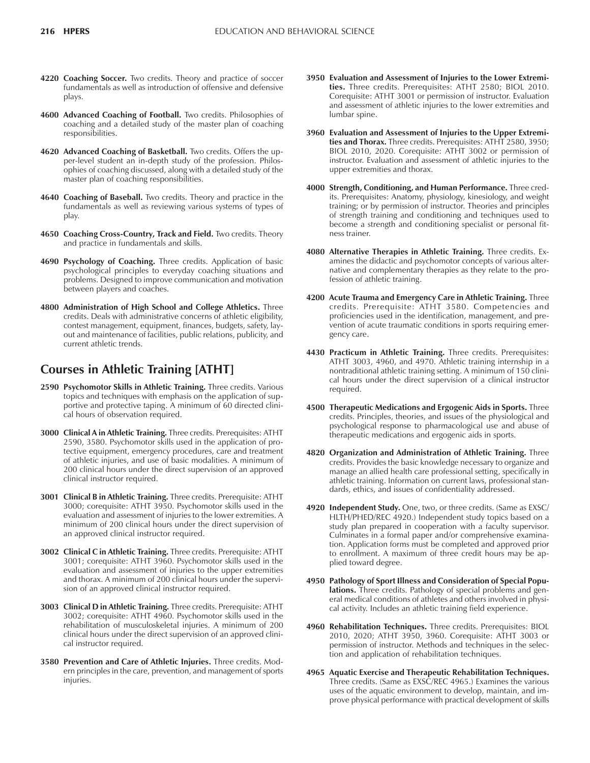**4220 Coaching Soccer.** Two credits. Theory and practice of soccer fundamentals as well as introduction of offensive and defensive plays.

**4600 Advanced Coaching of Football.** Two credits. Philosophies of coaching and a detailed study of the master plan of coaching responsibilities.

**4620 Advanced Coaching of Basketball.** Two credits. Offers the upper-level student an in-depth study of the profession. Philosophies of coaching discussed, along with a detailed study of the master plan of coaching responsibilities.

**4640 Coaching of Baseball.** Two credits. Theory and practice in the fundamentals as well as reviewing various systems of types of play.

**4650 Coaching Cross-Country, Track and Field.** Two credits. Theory and practice in fundamentals and skills.

**4690 Psychology of Coaching.** Three credits. Application of basic psychological principles to everyday coaching situations and problems. Designed to improve communication and motivation between players and coaches.

**4800 Administration of High School and College Athletics.** Three credits. Deals with administrative concerns of athletic eligibility, contest management, equipment, finances, budgets, safety, layout and maintenance of facilities, public relations, publicity, and current athletic trends.

## Courses in Athletic Training [ATHT]

**2590 Psychomotor Skills in Athletic Training.** Three credits. Various topics and techniques with emphasis on the application of supportive and protective taping. A minimum of 60 directed clinical hours of observation required.

**3000 Clinical A in Athletic Training.** Three credits. Prerequisites: ATHT 2590, 3580. Psychomotor skills used in the application of protective equipment, emergency procedures, care and treatment of athletic injuries, and use of basic modalities. A minimum of 200 clinical hours under the direct supervision of an approved clinical instructor required.

**3001 Clinical B in Athletic Training.** Three credits. Prerequisite: ATHT 3000; corequisite: ATHT 3950. Psychomotor skills used in the evaluation and assessment of injuries to the lower extremities. A minimum of 200 clinical hours under the direct supervision of an approved clinical instructor required.

**3002 Clinical C in Athletic Training.** Three credits. Prerequisite: ATHT 3001; corequisite: ATHT 3960. Psychomotor skills used in the evaluation and assessment of injuries to the upper extremities and thorax. A minimum of 200 clinical hours under the supervision of an approved clinical instructor required.

**3003 Clinical D in Athletic Training.** Three credits. Prerequisite: ATHT 3002; corequisite: ATHT 4960. Psychomotor skills used in the rehabilitation of musculoskeletal injuries. A minimum of 200 clinical hours under the direct supervision of an approved clinical instructor required.

**3580 Prevention and Care of Athletic Injuries.** Three credits. Modern principles in the care, prevention, and management of sports injuries.

**3950 Evaluation and Assessment of Injuries to the Lower Extremities.** Three credits. Prerequisites: ATHT 2580; BIOL 2010. Corequisite: ATHT 3001 or permission of instructor. Evaluation and assessment of athletic injuries to the lower extremities and lumbar spine.

**3960 Evaluation and Assessment of Injuries to the Upper Extremities and Thorax.** Three credits. Prerequisites: ATHT 2580, 3950; BIOL 2010, 2020. Corequisite: ATHT 3002 or permission of instructor. Evaluation and assessment of athletic injuries to the upper extremities and thorax.

**4000 Strength, Conditioning, and Human Performance.** Three credits. Prerequisites: Anatomy, physiology, kinesiology, and weight training; or by permission of instructor. Theories and principles of strength training and conditioning and techniques used to become a strength and conditioning specialist or personal fitness trainer.

**4080 Alternative Therapies in Athletic Training.** Three credits. Examines the didactic and psychomotor concepts of various alternative and complementary therapies as they relate to the profession of athletic training.

**4200 Acute Trauma and Emergency Care in Athletic Training.** Three credits. Prerequisite: ATHT 3580. Competencies and proficiencies used in the identification, management, and prevention of acute traumatic conditions in sports requiring emergency care.

**4430 Practicum in Athletic Training.** Three credits. Prerequisites: ATHT 3003, 4960, and 4970. Athletic training internship in a nontraditional athletic training setting. A minimum of 150 clinical hours under the direct supervision of a clinical instructor required.

**4500 Therapeutic Medications and Ergogenic Aids in Sports.** Three credits. Principles, theories, and issues of the physiological and psychological response to pharmacological use and abuse of therapeutic medications and ergogenic aids in sports.

**4820 Organization and Administration of Athletic Training.** Three credits. Provides the basic knowledge necessary to organize and manage an allied health care professional setting, specifically in athletic training. Information on current laws, professional standards, ethics, and issues of confidentiality addressed.

**4920 Independent Study.** One, two, or three credits. (Same as EXSC/HLTH/PHED/REC 4920.) Independent study topics based on a study plan prepared in cooperation with a faculty supervisor. Culminates in a formal paper and/or comprehensive examination. Application forms must be completed and approved prior to enrollment. A maximum of three credit hours may be applied toward degree.

**4950 Pathology of Sport Illness and Consideration of Special Populations.** Three credits. Pathology of special problems and general medical conditions of athletes and others involved in physical activity. Includes an athletic training field experience.

**4960 Rehabilitation Techniques.** Three credits. Prerequisites: BIOL 2010, 2020; ATHT 3950, 3960. Corequisite: ATHT 3003 or permission of instructor. Methods and techniques in the selection and application of rehabilitation techniques.

**4965 Aquatic Exercise and Therapeutic Rehabilitation Techniques.** Three credits. (Same as EXSC/REC 4965.) Examines the various uses of the aquatic environment to develop, maintain, and improve physical performance with practical development of skills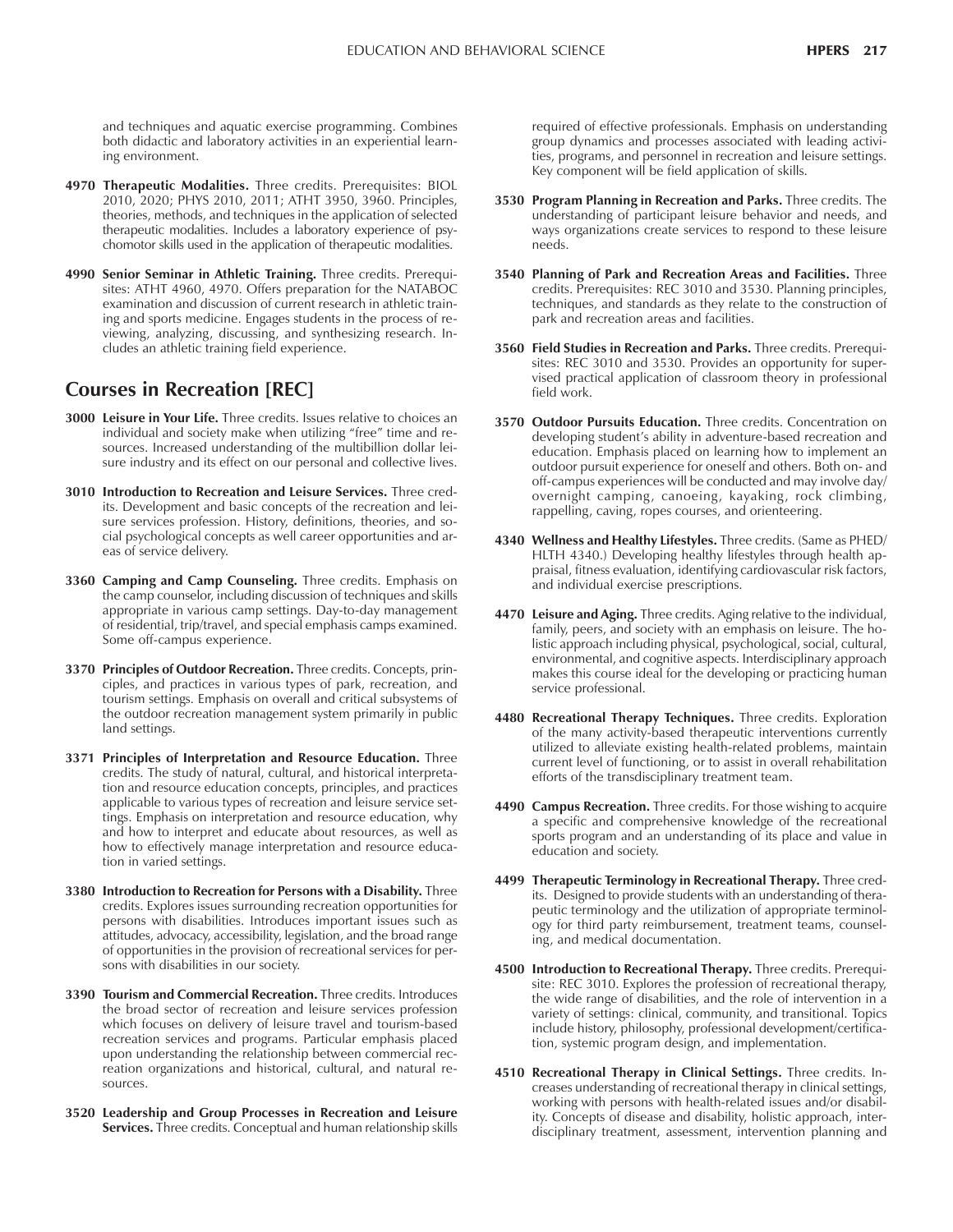and techniques and aquatic exercise programming. Combines both didactic and laboratory activities in an experiential learning environment.

**4970 Therapeutic Modalities.** Three credits. Prerequisites: BIOL 2010, 2020; PHYS 2010, 2011; ATHT 3950, 3960. Principles, theories, methods, and techniques in the application of selected therapeutic modalities. Includes a laboratory experience of psychomotor skills used in the application of therapeutic modalities.

**4990 Senior Seminar in Athletic Training.** Three credits. Prerequisites: ATHT 4960, 4970. Offers preparation for the NATABOC examination and discussion of current research in athletic training and sports medicine. Engages students in the process of reviewing, analyzing, discussing, and synthesizing research. Includes an athletic training field experience.

## Courses in Recreation [REC]

**3000 Leisure in Your Life.** Three credits. Issues relative to choices an individual and society make when utilizing "free" time and resources. Increased understanding of the multibillion dollar leisure industry and its effect on our personal and collective lives.

**3010 Introduction to Recreation and Leisure Services.** Three credits. Development and basic concepts of the recreation and leisure services profession. History, definitions, theories, and social psychological concepts as well career opportunities and areas of service delivery.

**3360 Camping and Camp Counseling.** Three credits. Emphasis on the camp counselor, including discussion of techniques and skills appropriate in various camp settings. Day-to-day management of residential, trip/travel, and special emphasis camps examined. Some off-campus experience.

**3370 Principles of Outdoor Recreation.** Three credits. Concepts, principles, and practices in various types of park, recreation, and tourism settings. Emphasis on overall and critical subsystems of the outdoor recreation management system primarily in public land settings.

**3371 Principles of Interpretation and Resource Education.** Three credits. The study of natural, cultural, and historical interpretation and resource education concepts, principles, and practices applicable to various types of recreation and leisure service settings. Emphasis on interpretation and resource education, why and how to interpret and educate about resources, as well as how to effectively manage interpretation and resource education in varied settings.

**3380 Introduction to Recreation for Persons with a Disability.** Three credits. Explores issues surrounding recreation opportunities for persons with disabilities. Introduces important issues such as attitudes, advocacy, accessibility, legislation, and the broad range of opportunities in the provision of recreational services for persons with disabilities in our society.

**3390 Tourism and Commercial Recreation.** Three credits. Introduces the broad sector of recreation and leisure services profession which focuses on delivery of leisure travel and tourism-based recreation services and programs. Particular emphasis placed upon understanding the relationship between commercial recreation organizations and historical, cultural, and natural resources.

**3520 Leadership and Group Processes in Recreation and Leisure Services.** Three credits. Conceptual and human relationship skills required of effective professionals. Emphasis on understanding group dynamics and processes associated with leading activities, programs, and personnel in recreation and leisure settings. Key component will be field application of skills.

**3530 Program Planning in Recreation and Parks.** Three credits. The understanding of participant leisure behavior and needs, and ways organizations create services to respond to these leisure needs.

**3540 Planning of Park and Recreation Areas and Facilities.** Three credits. Prerequisites: REC 3010 and 3530. Planning principles, techniques, and standards as they relate to the construction of park and recreation areas and facilities.

**3560 Field Studies in Recreation and Parks.** Three credits. Prerequisites: REC 3010 and 3530. Provides an opportunity for supervised practical application of classroom theory in professional field work.

**3570 Outdoor Pursuits Education.** Three credits. Concentration on developing student's ability in adventure-based recreation and education. Emphasis placed on learning how to implement an outdoor pursuit experience for oneself and others. Both on- and off-campus experiences will be conducted and may involve day/overnight camping, canoeing, kayaking, rock climbing, rappelling, caving, ropes courses, and orienteering.

**4340 Wellness and Healthy Lifestyles.** Three credits. (Same as PHED/HLTH 4340.) Developing healthy lifestyles through health appraisal, fitness evaluation, identifying cardiovascular risk factors, and individual exercise prescriptions.

**4470 Leisure and Aging.** Three credits. Aging relative to the individual, family, peers, and society with an emphasis on leisure. The holistic approach including physical, psychological, social, cultural, environmental, and cognitive aspects. Interdisciplinary approach makes this course ideal for the developing or practicing human service professional.

**4480 Recreational Therapy Techniques.** Three credits. Exploration of the many activity-based therapeutic interventions currently utilized to alleviate existing health-related problems, maintain current level of functioning, or to assist in overall rehabilitation efforts of the transdisciplinary treatment team.

**4490 Campus Recreation.** Three credits. For those wishing to acquire a specific and comprehensive knowledge of the recreational sports program and an understanding of its place and value in education and society.

**4499 Therapeutic Terminology in Recreational Therapy.** Three credits. Designed to provide students with an understanding of therapeutic terminology and the utilization of appropriate terminology for third party reimbursement, treatment teams, counseling, and medical documentation.

**4500 Introduction to Recreational Therapy.** Three credits. Prerequisite: REC 3010. Explores the profession of recreational therapy, the wide range of disabilities, and the role of intervention in a variety of settings: clinical, community, and transitional. Topics include history, philosophy, professional development/certification, systemic program design, and implementation.

**4510 Recreational Therapy in Clinical Settings.** Three credits. Increases understanding of recreational therapy in clinical settings, working with persons with health-related issues and/or disability. Concepts of disease and disability, holistic approach, interdisciplinary treatment, assessment, intervention planning and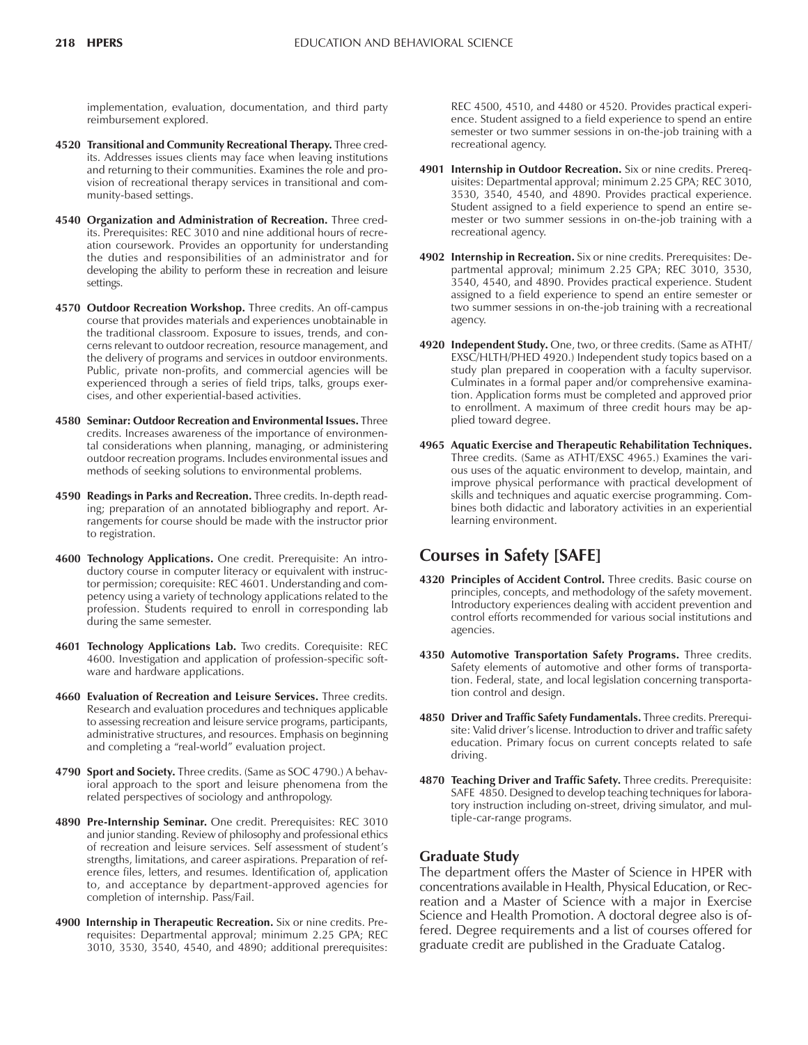implementation, evaluation, documentation, and third party reimbursement explored.

**4520 Transitional and Community Recreational Therapy.** Three credits. Addresses issues clients may face when leaving institutions and returning to their communities. Examines the role and provision of recreational therapy services in transitional and community-based settings.

**4540 Organization and Administration of Recreation.** Three credits. Prerequisites: REC 3010 and nine additional hours of recreation coursework. Provides an opportunity for understanding the duties and responsibilities of an administrator and for developing the ability to perform these in recreation and leisure settings.

**4570 Outdoor Recreation Workshop.** Three credits. An off-campus course that provides materials and experiences unobtainable in the traditional classroom. Exposure to issues, trends, and concerns relevant to outdoor recreation, resource management, and the delivery of programs and services in outdoor environments. Public, private non-profits, and commercial agencies will be experienced through a series of field trips, talks, groups exercises, and other experiential-based activities.

**4580 Seminar: Outdoor Recreation and Environmental Issues.** Three credits. Increases awareness of the importance of environmental considerations when planning, managing, or administering outdoor recreation programs. Includes environmental issues and methods of seeking solutions to environmental problems.

**4590 Readings in Parks and Recreation.** Three credits. In-depth reading; preparation of an annotated bibliography and report. Arrangements for course should be made with the instructor prior to registration.

**4600 Technology Applications.** One credit. Prerequisite: An introductory course in computer literacy or equivalent with instructor permission; corequisite: REC 4601. Understanding and competency using a variety of technology applications related to the profession. Students required to enroll in corresponding lab during the same semester.

**4601 Technology Applications Lab.** Two credits. Corequisite: REC 4600. Investigation and application of profession-specific software and hardware applications.

**4660 Evaluation of Recreation and Leisure Services.** Three credits. Research and evaluation procedures and techniques applicable to assessing recreation and leisure service programs, participants, administrative structures, and resources. Emphasis on beginning and completing a "real-world" evaluation project.

**4790 Sport and Society.** Three credits. (Same as SOC 4790.) A behavioral approach to the sport and leisure phenomena from the related perspectives of sociology and anthropology.

**4890 Pre-Internship Seminar.** One credit. Prerequisites: REC 3010 and junior standing. Review of philosophy and professional ethics of recreation and leisure services. Self assessment of student's strengths, limitations, and career aspirations. Preparation of reference files, letters, and resumes. Identification of, application to, and acceptance by department-approved agencies for completion of internship. Pass/Fail.

**4900 Internship in Therapeutic Recreation.** Six or nine credits. Prerequisites: Departmental approval; minimum 2.25 GPA; REC 3010, 3530, 3540, 4540, and 4890; additional prerequisites: REC 4500, 4510, and 4480 or 4520. Provides practical experience. Student assigned to a field experience to spend an entire semester or two summer sessions in on-the-job training with a recreational agency.

**4901 Internship in Outdoor Recreation.** Six or nine credits. Prerequisites: Departmental approval; minimum 2.25 GPA; REC 3010, 3530, 3540, 4540, and 4890. Provides practical experience. Student assigned to a field experience to spend an entire semester or two summer sessions in on-the-job training with a recreational agency.

**4902 Internship in Recreation.** Six or nine credits. Prerequisites: Departmental approval; minimum 2.25 GPA; REC 3010, 3530, 3540, 4540, and 4890. Provides practical experience. Student assigned to a field experience to spend an entire semester or two summer sessions in on-the-job training with a recreational agency.

**4920 Independent Study.** One, two, or three credits. (Same as ATHT/EXSC/HLTH/PHED 4920.) Independent study topics based on a study plan prepared in cooperation with a faculty supervisor. Culminates in a formal paper and/or comprehensive examination. Application forms must be completed and approved prior to enrollment. A maximum of three credit hours may be applied toward degree.

**4965 Aquatic Exercise and Therapeutic Rehabilitation Techniques.** Three credits. (Same as ATHT/EXSC 4965.) Examines the various uses of the aquatic environment to develop, maintain, and improve physical performance with practical development of skills and techniques and aquatic exercise programming. Combines both didactic and laboratory activities in an experiential learning environment.

## Courses in Safety [SAFE]

**4320 Principles of Accident Control.** Three credits. Basic course on principles, concepts, and methodology of the safety movement. Introductory experiences dealing with accident prevention and control efforts recommended for various social institutions and agencies.

**4350 Automotive Transportation Safety Programs.** Three credits. Safety elements of automotive and other forms of transportation. Federal, state, and local legislation concerning transportation control and design.

**4850 Driver and Traffic Safety Fundamentals.** Three credits. Prerequisite: Valid driver's license. Introduction to driver and traffic safety education. Primary focus on current concepts related to safe driving.

**4870 Teaching Driver and Traffic Safety.** Three credits. Prerequisite: SAFE 4850. Designed to develop teaching techniques for laboratory instruction including on-street, driving simulator, and multiple-car-range programs.

### Graduate Study

The department offers the Master of Science in HPER with concentrations available in Health, Physical Education, or Recreation and a Master of Science with a major in Exercise Science and Health Promotion. A doctoral degree also is offered. Degree requirements and a list of courses offered for graduate credit are published in the Graduate Catalog.